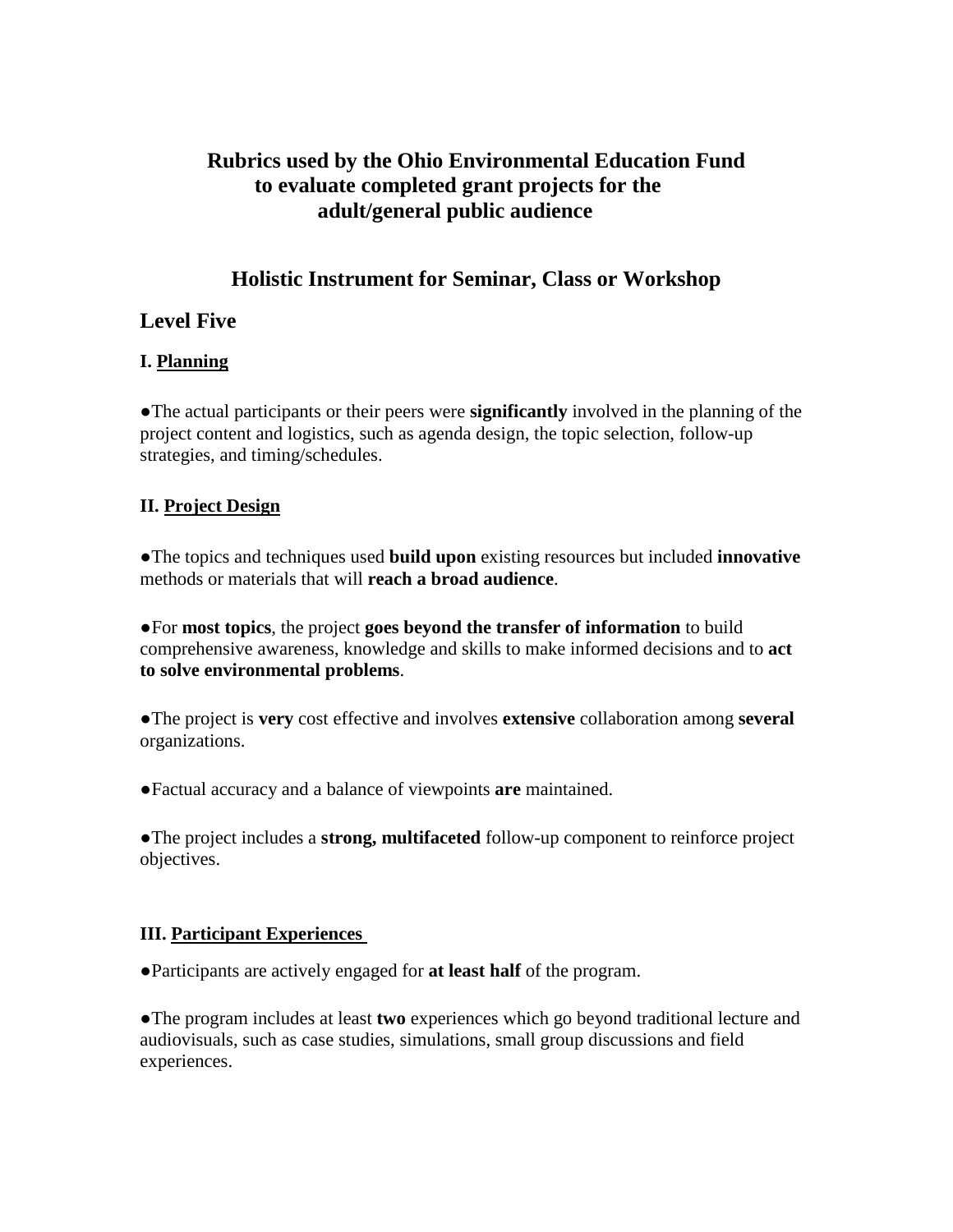# Rubrics used by the Ohio Environmental Education Fund to evaluate completed grant projects for the adult/general public audience

## Holistic Instrument for Seminar, Class or Workshop

## Level Five

### I. Planning

●The actual participants or their peers were **significantly** involved in the planning of the project content and logistics, such as agenda design, the topic selection, follow-up strategies, and timing/schedules.

### II. Project Design

●The topics and techniques used **build upon** existing resources but included **innovative** methods or materials that will **reach a broad audience**.

●For **most topics**, the project **goes beyond the transfer of information** to build comprehensive awareness, knowledge and skills to make informed decisions and to **act to solve environmental problems**.

●The project is **very** cost effective and involves **extensive** collaboration among **several** organizations.

●Factual accuracy and a balance of viewpoints **are** maintained.

●The project includes a **strong, multifaceted** follow-up component to reinforce project objectives.

### III. Participant Experiences

●Participants are actively engaged for **at least half** of the program.

●The program includes at least **two** experiences which go beyond traditional lecture and audiovisuals, such as case studies, simulations, small group discussions and field experiences.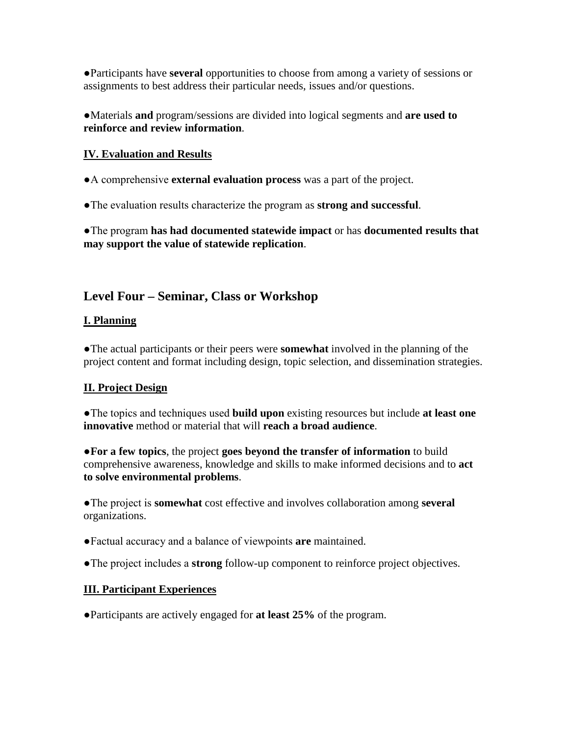●Participants have **several** opportunities to choose from among a variety of sessions or assignments to best address their particular needs, issues and/or questions.

●Materials **and** program/sessions are divided into logical segments and **are used to reinforce and review information**.

**IV. Evaluation and Results**

●A comprehensive **external evaluation process** was a part of the project.

●The evaluation results characterize the program as **strong and successful**.

●The program **has had documented statewide impact** or has **documented results that may support the value of statewide replication**.

## Level Four – Seminar, Class or Workshop

**I. Planning**

●The actual participants or their peers were **somewhat** involved in the planning of the project content and format including design, topic selection, and dissemination strategies.

**II. Project Design**

●The topics and techniques used **build upon** existing resources but include **at least one innovative** method or material that will **reach a broad audience**.

●**For a few topics**, the project **goes beyond the transfer of information** to build comprehensive awareness, knowledge and skills to make informed decisions and to **act to solve environmental problems**.

●The project is **somewhat** cost effective and involves collaboration among **several** organizations.

●Factual accuracy and a balance of viewpoints **are** maintained.

●The project includes a **strong** follow-up component to reinforce project objectives.

**III. Participant Experiences**

●Participants are actively engaged for **at least 25%** of the program.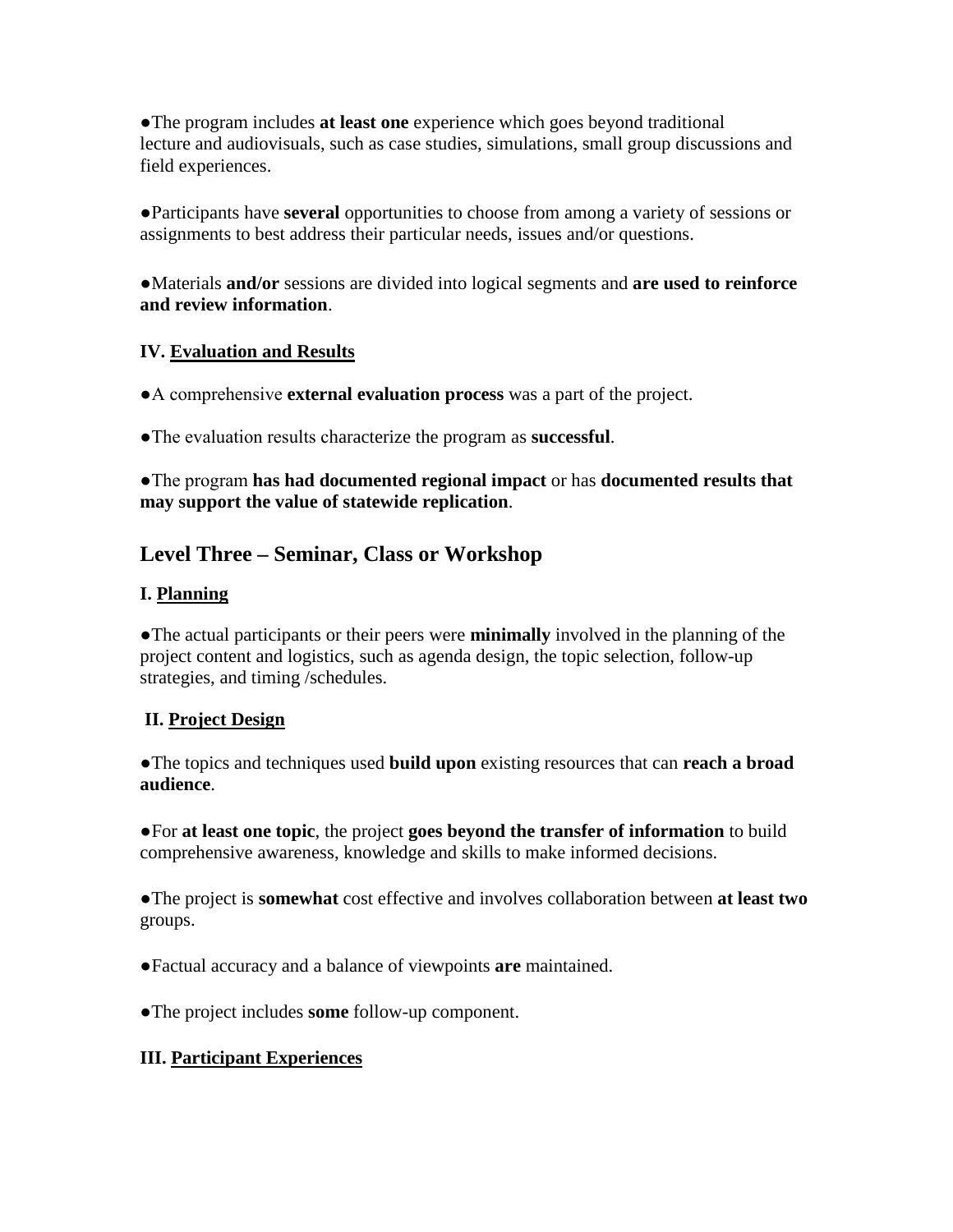●The program includes **at least one** experience which goes beyond traditional lecture and audiovisuals, such as case studies, simulations, small group discussions and field experiences.

●Participants have **several** opportunities to choose from among a variety of sessions or assignments to best address their particular needs, issues and/or questions.

●Materials **and/or** sessions are divided into logical segments and **are used to reinforce and review information**.

**IV. <u>Evaluation and Results</u>**

●A comprehensive **external evaluation process** was a part of the project.

●The evaluation results characterize the program as **successful**.

●The program **has had documented regional impact** or has **documented results that may support the value of statewide replication**.

## Level Three – Seminar, Class or Workshop

**I. <u>Planning</u>**

●The actual participants or their peers were **minimally** involved in the planning of the project content and logistics, such as agenda design, the topic selection, follow-up strategies, and timing /schedules.

**II. <u>Project Design</u>**

●The topics and techniques used **build upon** existing resources that can **reach a broad audience**.

●For **at least one topic**, the project **goes beyond the transfer of information** to build comprehensive awareness, knowledge and skills to make informed decisions.

●The project is **somewhat** cost effective and involves collaboration between **at least two** groups.

●Factual accuracy and a balance of viewpoints **are** maintained.

●The project includes **some** follow-up component.

**III. <u>Participant Experiences</u>**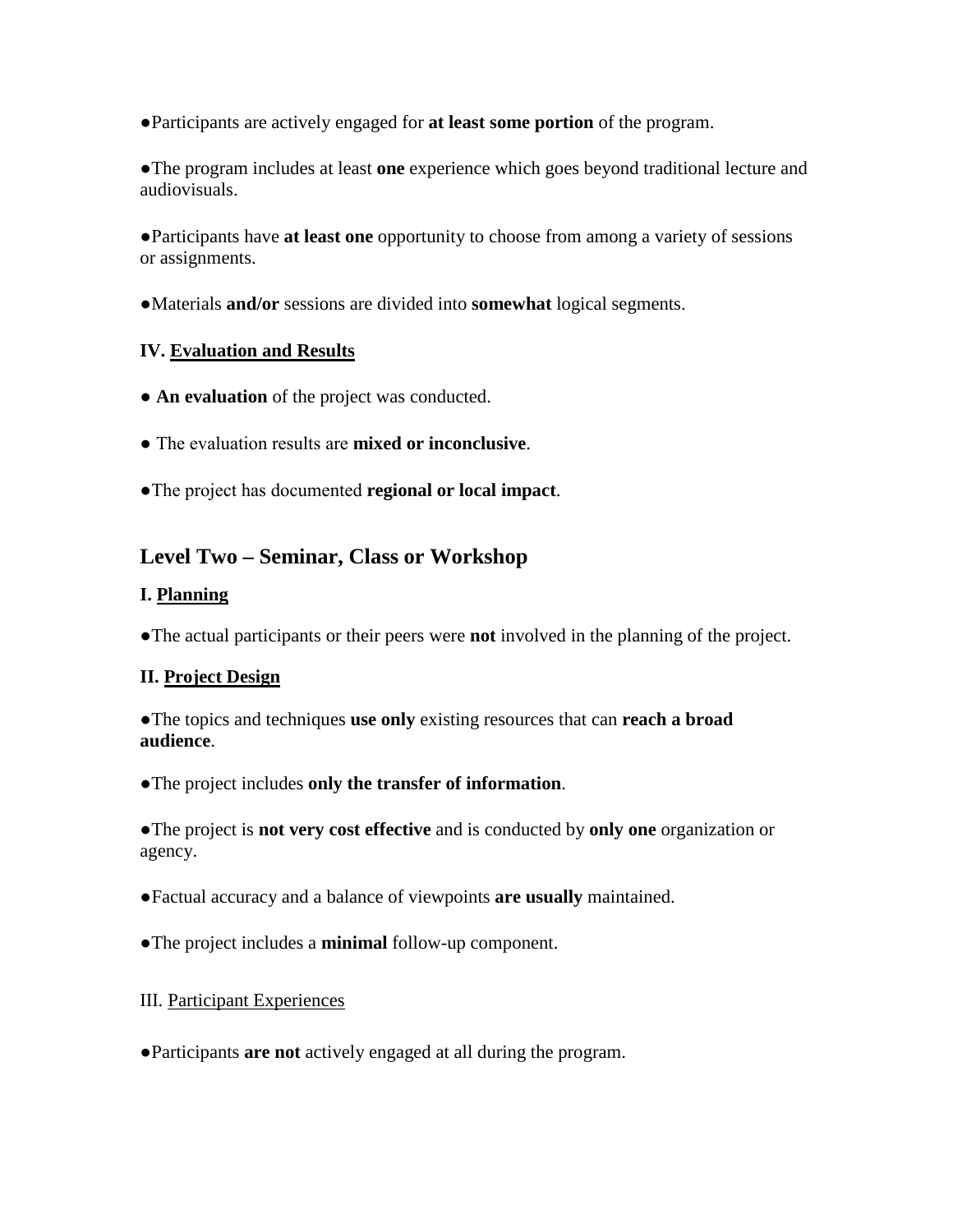●Participants are actively engaged for **at least some portion** of the program.

●The program includes at least **one** experience which goes beyond traditional lecture and audiovisuals.

●Participants have **at least one** opportunity to choose from among a variety of sessions or assignments.

●Materials **and/or** sessions are divided into **somewhat** logical segments.

**IV. <u>Evaluation and Results</u>**

● **An evaluation** of the project was conducted.

● The evaluation results are **mixed or inconclusive**.

●The project has documented **regional or local impact**.

## Level Two – Seminar, Class or Workshop

**I. <u>Planning</u>**

●The actual participants or their peers were **not** involved in the planning of the project.

**II. <u>Project Design</u>**

●The topics and techniques **use only** existing resources that can **reach a broad audience**.

●The project includes **only the transfer of information**.

●The project is **not very cost effective** and is conducted by **only one** organization or agency.

●Factual accuracy and a balance of viewpoints **are usually** maintained.

●The project includes a **minimal** follow-up component.

III. <u>Participant Experiences</u>

●Participants **are not** actively engaged at all during the program.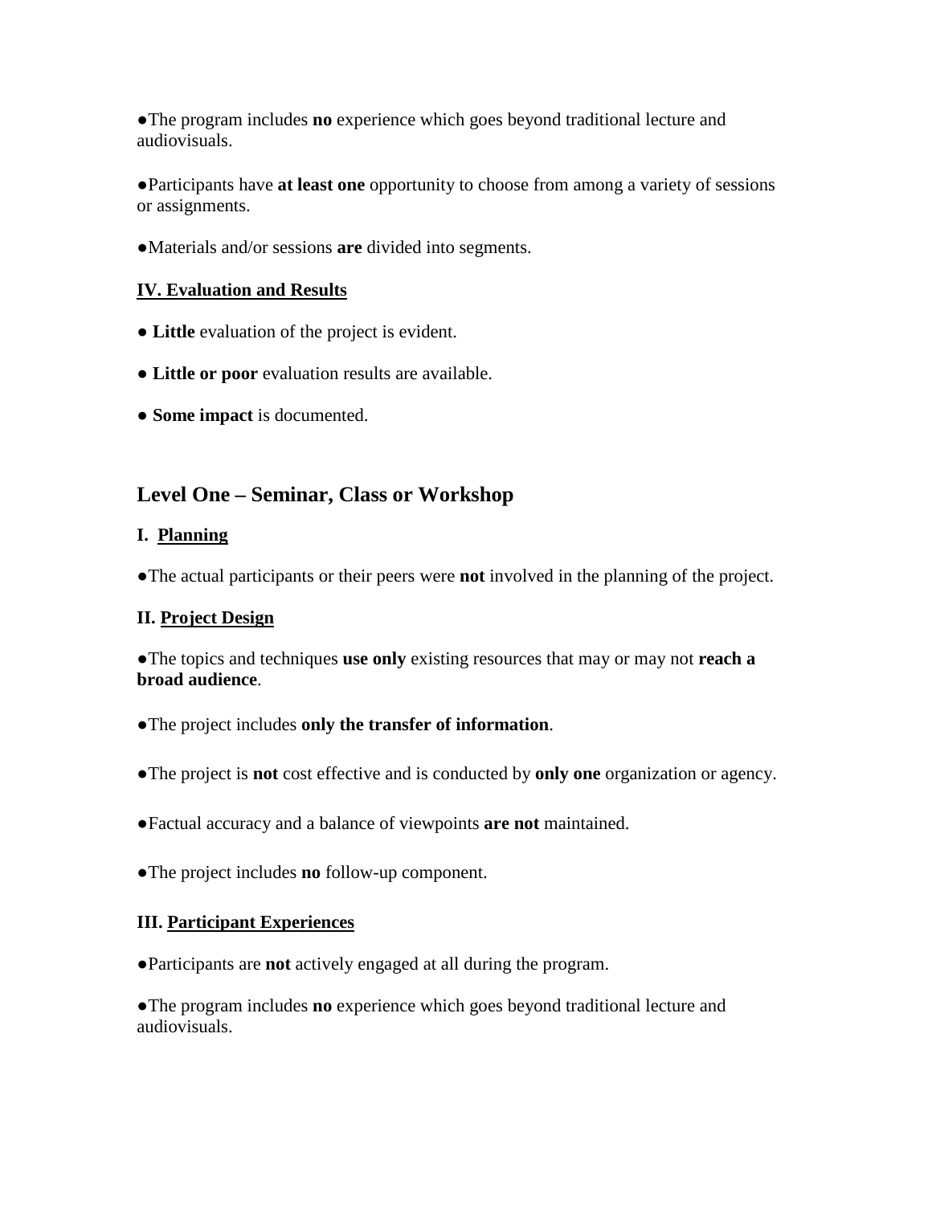●The program includes **no** experience which goes beyond traditional lecture and audiovisuals.

●Participants have **at least one** opportunity to choose from among a variety of sessions or assignments.

●Materials and/or sessions **are** divided into segments.

**<u>IV. Evaluation and Results</u>**

● **Little** evaluation of the project is evident.

● **Little or poor** evaluation results are available.

● **Some impact** is documented.

## Level One – Seminar, Class or Workshop

**I. <u>Planning</u>**

●The actual participants or their peers were **not** involved in the planning of the project.

**II. <u>Project Design</u>**

●The topics and techniques **use only** existing resources that may or may not **reach a broad audience**.

●The project includes **only the transfer of information**.

●The project is **not** cost effective and is conducted by **only one** organization or agency.

●Factual accuracy and a balance of viewpoints **are not** maintained.

●The project includes **no** follow-up component.

**III. <u>Participant Experiences</u>**

●Participants are **not** actively engaged at all during the program.

●The program includes **no** experience which goes beyond traditional lecture and audiovisuals.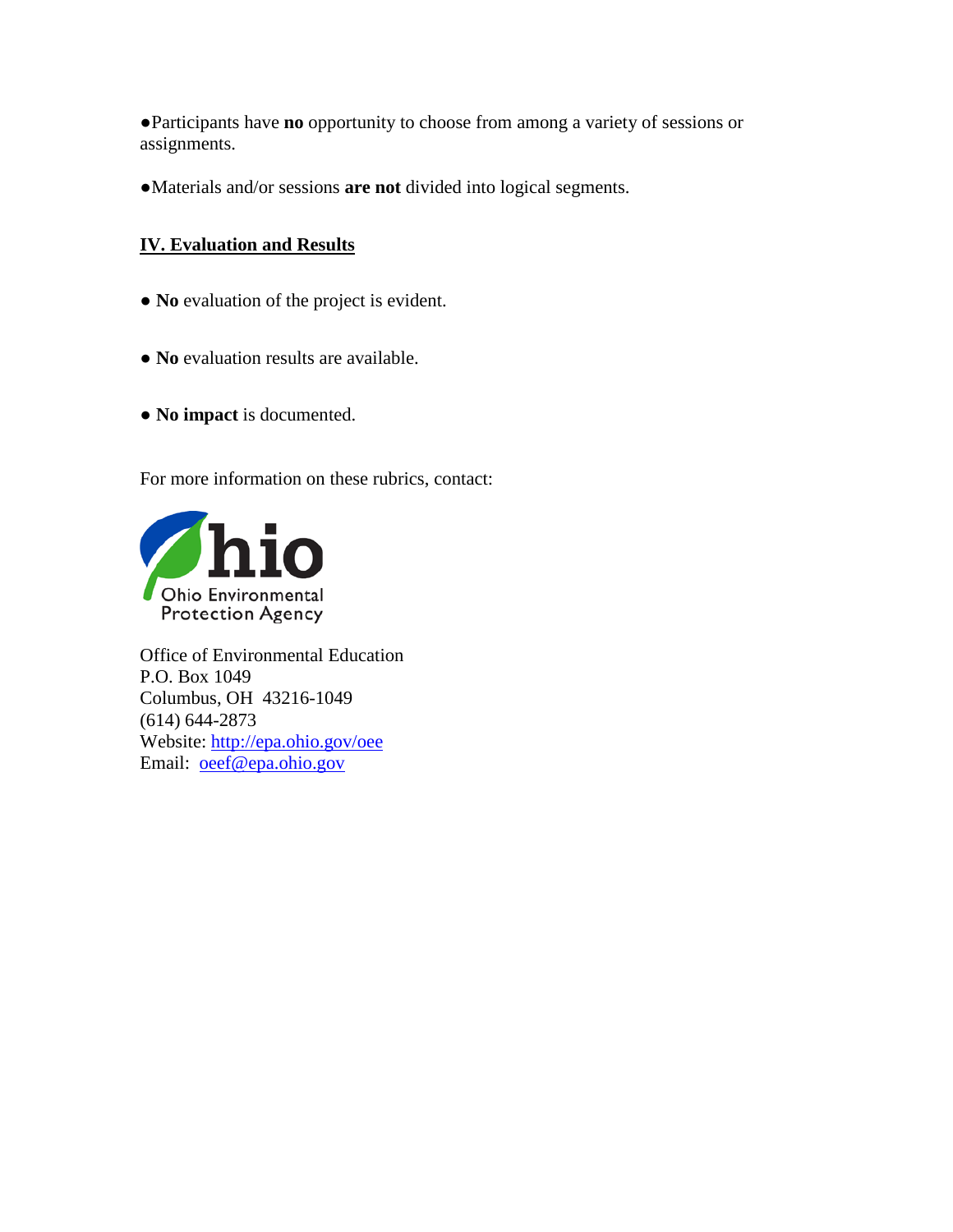●Participants have **no** opportunity to choose from among a variety of sessions or assignments.

●Materials and/or sessions **are not** divided into logical segments.

## IV. Evaluation and Results

● **No** evaluation of the project is evident.

● **No** evaluation results are available.

● **No impact** is documented.

For more information on these rubrics, contact:

Ohio Environmental Protection Agency

Office of Environmental Education
P.O. Box 1049
Columbus, OH 43216-1049
(614) 644-2873
Website: http://epa.ohio.gov/oee
Email: oeef@epa.ohio.gov